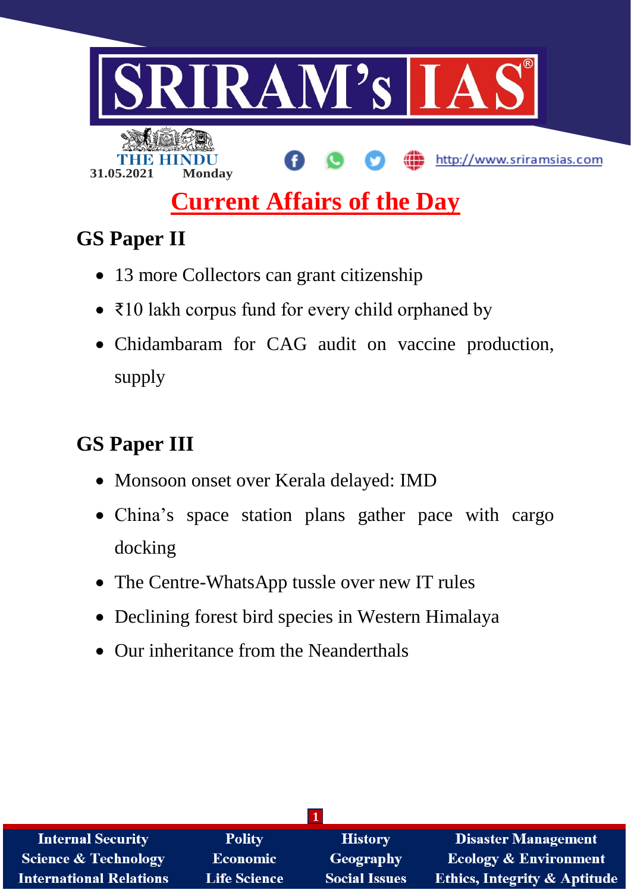SRIRAM's IAS

THE HINDU
31.05.2021 Monday

http://www.sriramsias.com

# Current Affairs of the Day

## GS Paper II

- 13 more Collectors can grant citizenship
- ₹10 lakh corpus fund for every child orphaned by
- Chidambaram for CAG audit on vaccine production, supply

## GS Paper III

- Monsoon onset over Kerala delayed: IMD
- China's space station plans gather pace with cargo docking
- The Centre-WhatsApp tussle over new IT rules
- Declining forest bird species in Western Himalaya
- Our inheritance from the Neanderthals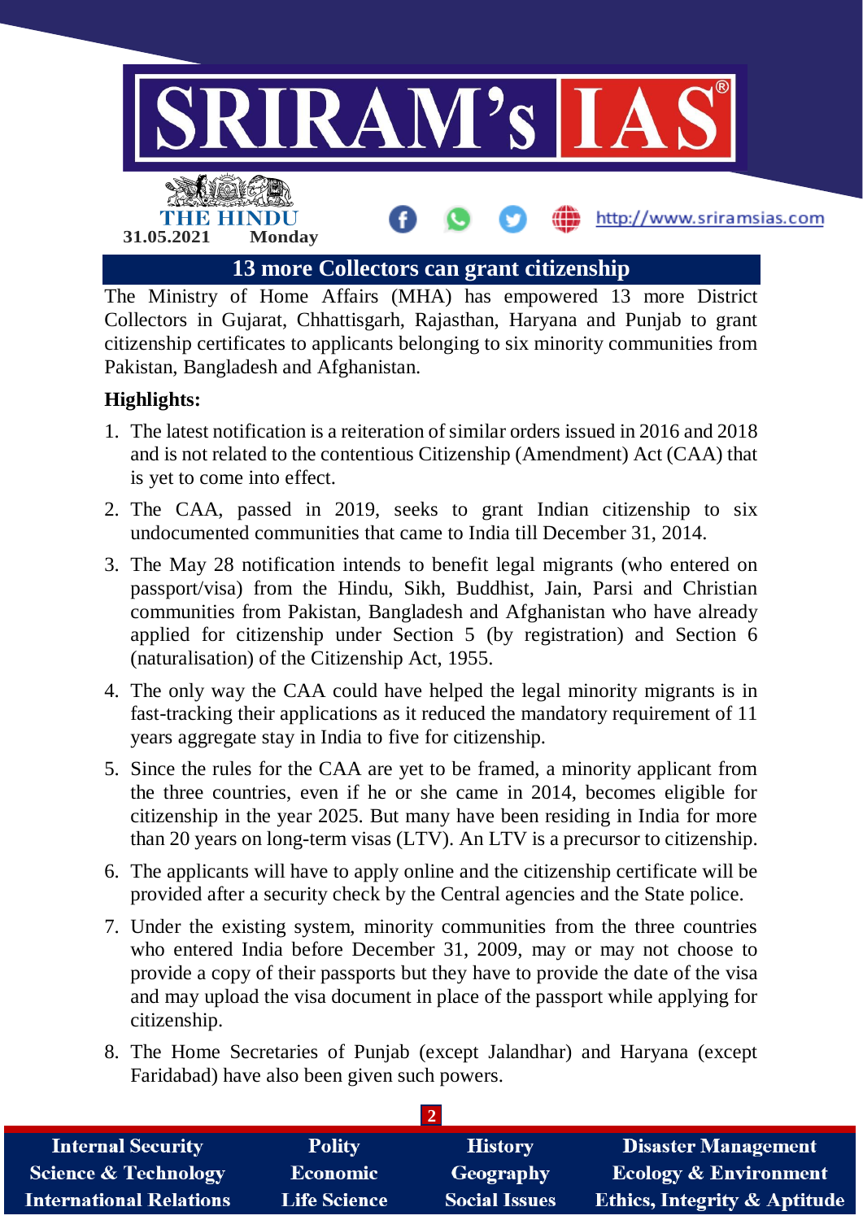## 13 more Collectors can grant citizenship

The Ministry of Home Affairs (MHA) has empowered 13 more District Collectors in Gujarat, Chhattisgarh, Rajasthan, Haryana and Punjab to grant citizenship certificates to applicants belonging to six minority communities from Pakistan, Bangladesh and Afghanistan.

**Highlights:**

1. The latest notification is a reiteration of similar orders issued in 2016 and 2018 and is not related to the contentious Citizenship (Amendment) Act (CAA) that is yet to come into effect.
2. The CAA, passed in 2019, seeks to grant Indian citizenship to six undocumented communities that came to India till December 31, 2014.
3. The May 28 notification intends to benefit legal migrants (who entered on passport/visa) from the Hindu, Sikh, Buddhist, Jain, Parsi and Christian communities from Pakistan, Bangladesh and Afghanistan who have already applied for citizenship under Section 5 (by registration) and Section 6 (naturalisation) of the Citizenship Act, 1955.
4. The only way the CAA could have helped the legal minority migrants is in fast-tracking their applications as it reduced the mandatory requirement of 11 years aggregate stay in India to five for citizenship.
5. Since the rules for the CAA are yet to be framed, a minority applicant from the three countries, even if he or she came in 2014, becomes eligible for citizenship in the year 2025. But many have been residing in India for more than 20 years on long-term visas (LTV). An LTV is a precursor to citizenship.
6. The applicants will have to apply online and the citizenship certificate will be provided after a security check by the Central agencies and the State police.
7. Under the existing system, minority communities from the three countries who entered India before December 31, 2009, may or may not choose to provide a copy of their passports but they have to provide the date of the visa and may upload the visa document in place of the passport while applying for citizenship.
8. The Home Secretaries of Punjab (except Jalandhar) and Haryana (except Faridabad) have also been given such powers.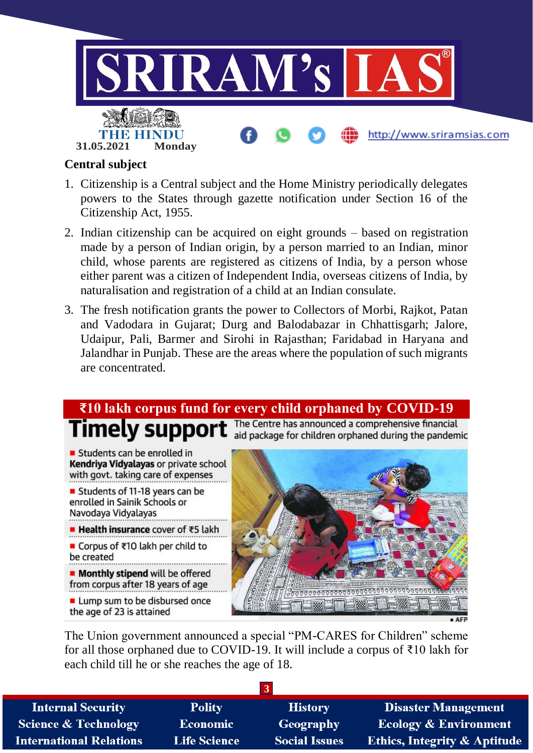**Central subject**

1. Citizenship is a Central subject and the Home Ministry periodically delegates powers to the States through gazette notification under Section 16 of the Citizenship Act, 1955.
2. Indian citizenship can be acquired on eight grounds – based on registration made by a person of Indian origin, by a person married to an Indian, minor child, whose parents are registered as citizens of India, by a person whose either parent was a citizen of Independent India, overseas citizens of India, by naturalisation and registration of a child at an Indian consulate.
3. The fresh notification grants the power to Collectors of Morbi, Rajkot, Patan and Vadodara in Gujarat; Durg and Balodabazar in Chhattisgarh; Jalore, Udaipur, Pali, Barmer and Sirohi in Rajasthan; Faridabad in Haryana and Jalandhar in Punjab. These are the areas where the population of such migrants are concentrated.

## ₹10 lakh corpus fund for every child orphaned by COVID-19

**Timely support** The Centre has announced a comprehensive financial aid package for children orphaned during the pandemic

- Students can be enrolled in **Kendriya Vidyalayas** or private school with govt. taking care of expenses
- Students of 11-18 years can be enrolled in Sainik Schools or Navodaya Vidyalayas
- **Health insurance** cover of ₹5 lakh
- Corpus of ₹10 lakh per child to be created
- **Monthly stipend** will be offered from corpus after 18 years of age
- Lump sum to be disbursed once the age of 23 is attained

AFP

The Union government announced a special "PM-CARES for Children" scheme for all those orphaned due to COVID-19. It will include a corpus of ₹10 lakh for each child till he or she reaches the age of 18.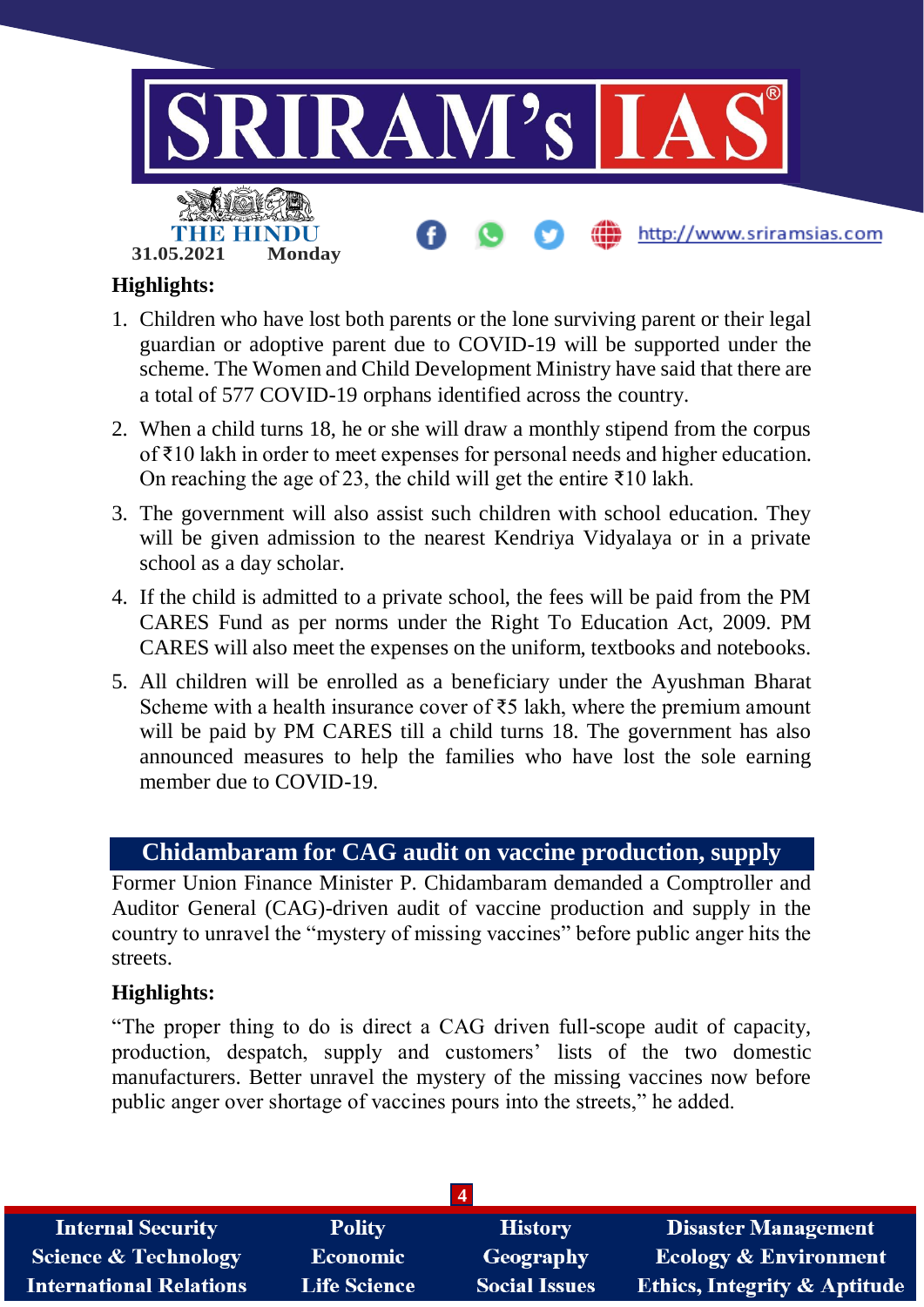**Highlights:**

1. Children who have lost both parents or the lone surviving parent or their legal guardian or adoptive parent due to COVID-19 will be supported under the scheme. The Women and Child Development Ministry have said that there are a total of 577 COVID-19 orphans identified across the country.
2. When a child turns 18, he or she will draw a monthly stipend from the corpus of ₹10 lakh in order to meet expenses for personal needs and higher education. On reaching the age of 23, the child will get the entire ₹10 lakh.
3. The government will also assist such children with school education. They will be given admission to the nearest Kendriya Vidyalaya or in a private school as a day scholar.
4. If the child is admitted to a private school, the fees will be paid from the PM CARES Fund as per norms under the Right To Education Act, 2009. PM CARES will also meet the expenses on the uniform, textbooks and notebooks.
5. All children will be enrolled as a beneficiary under the Ayushman Bharat Scheme with a health insurance cover of ₹5 lakh, where the premium amount will be paid by PM CARES till a child turns 18. The government has also announced measures to help the families who have lost the sole earning member due to COVID-19.

## Chidambaram for CAG audit on vaccine production, supply

Former Union Finance Minister P. Chidambaram demanded a Comptroller and Auditor General (CAG)-driven audit of vaccine production and supply in the country to unravel the "mystery of missing vaccines" before public anger hits the streets.

**Highlights:**

"The proper thing to do is direct a CAG driven full-scope audit of capacity, production, despatch, supply and customers' lists of the two domestic manufacturers. Better unravel the mystery of the missing vaccines now before public anger over shortage of vaccines pours into the streets," he added.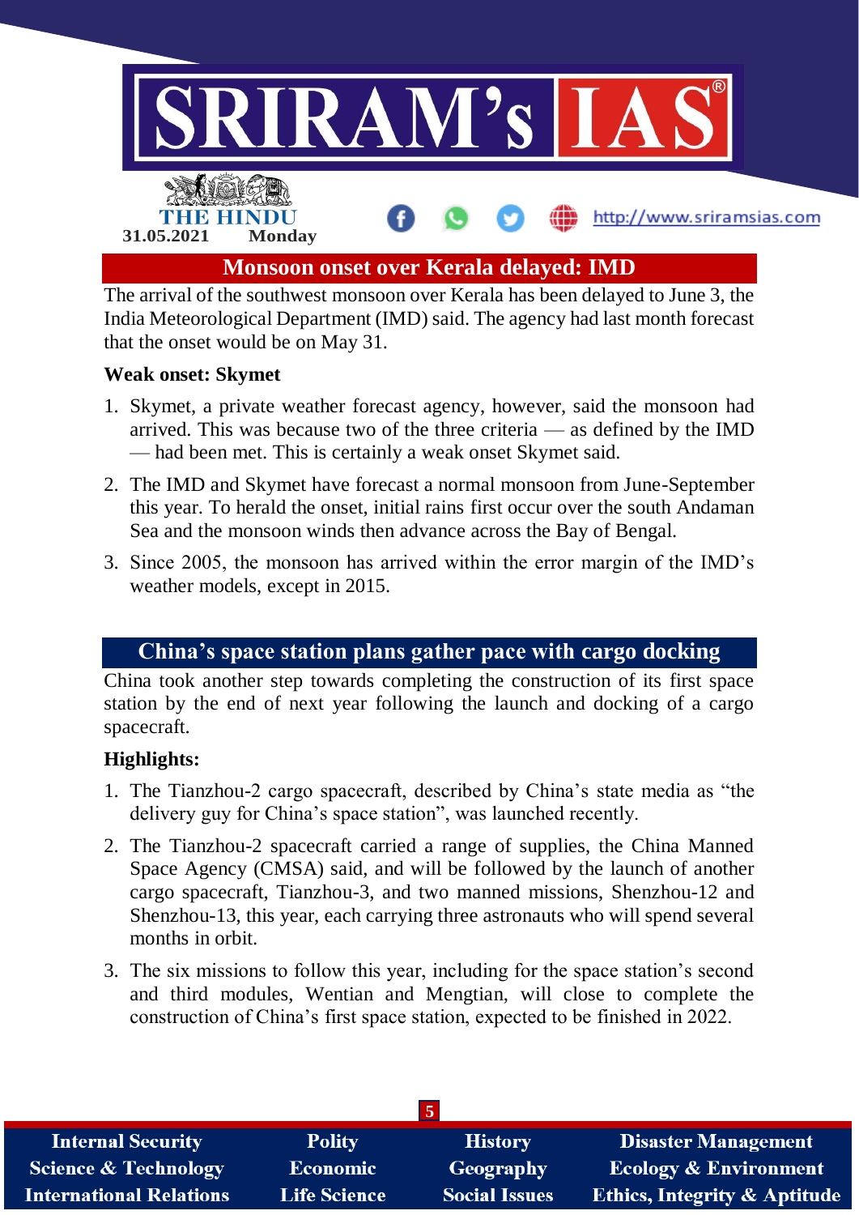## Monsoon onset over Kerala delayed: IMD

The arrival of the southwest monsoon over Kerala has been delayed to June 3, the India Meteorological Department (IMD) said. The agency had last month forecast that the onset would be on May 31.

**Weak onset: Skymet**

1. Skymet, a private weather forecast agency, however, said the monsoon had arrived. This was because two of the three criteria — as defined by the IMD — had been met. This is certainly a weak onset Skymet said.
2. The IMD and Skymet have forecast a normal monsoon from June-September this year. To herald the onset, initial rains first occur over the south Andaman Sea and the monsoon winds then advance across the Bay of Bengal.
3. Since 2005, the monsoon has arrived within the error margin of the IMD's weather models, except in 2015.

## China's space station plans gather pace with cargo docking

China took another step towards completing the construction of its first space station by the end of next year following the launch and docking of a cargo spacecraft.

**Highlights:**

1. The Tianzhou-2 cargo spacecraft, described by China's state media as "the delivery guy for China's space station", was launched recently.
2. The Tianzhou-2 spacecraft carried a range of supplies, the China Manned Space Agency (CMSA) said, and will be followed by the launch of another cargo spacecraft, Tianzhou-3, and two manned missions, Shenzhou-12 and Shenzhou-13, this year, each carrying three astronauts who will spend several months in orbit.
3. The six missions to follow this year, including for the space station's second and third modules, Wentian and Mengtian, will close to complete the construction of China's first space station, expected to be finished in 2022.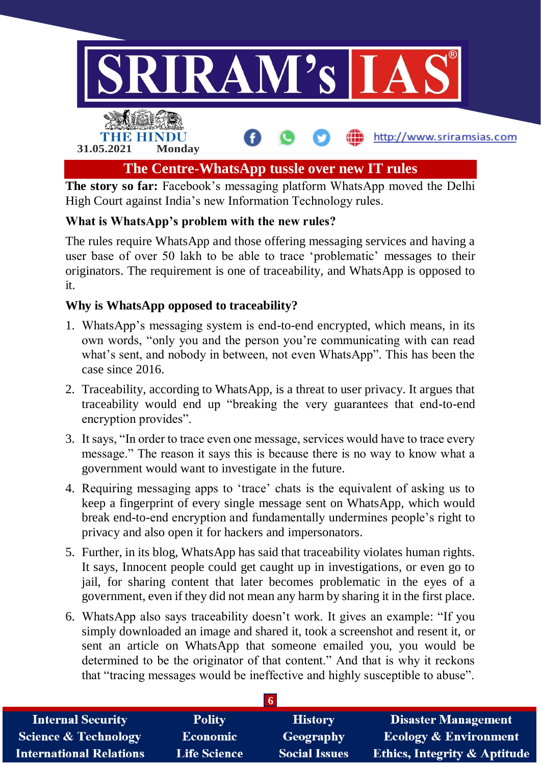# The Centre-WhatsApp tussle over new IT rules

**The story so far:** Facebook's messaging platform WhatsApp moved the Delhi High Court against India's new Information Technology rules.

### What is WhatsApp's problem with the new rules?

The rules require WhatsApp and those offering messaging services and having a user base of over 50 lakh to be able to trace 'problematic' messages to their originators. The requirement is one of traceability, and WhatsApp is opposed to it.

### Why is WhatsApp opposed to traceability?

1. WhatsApp's messaging system is end-to-end encrypted, which means, in its own words, "only you and the person you're communicating with can read what's sent, and nobody in between, not even WhatsApp". This has been the case since 2016.
2. Traceability, according to WhatsApp, is a threat to user privacy. It argues that traceability would end up "breaking the very guarantees that end-to-end encryption provides".
3. It says, "In order to trace even one message, services would have to trace every message." The reason it says this is because there is no way to know what a government would want to investigate in the future.
4. Requiring messaging apps to 'trace' chats is the equivalent of asking us to keep a fingerprint of every single message sent on WhatsApp, which would break end-to-end encryption and fundamentally undermines people's right to privacy and also open it for hackers and impersonators.
5. Further, in its blog, WhatsApp has said that traceability violates human rights. It says, Innocent people could get caught up in investigations, or even go to jail, for sharing content that later becomes problematic in the eyes of a government, even if they did not mean any harm by sharing it in the first place.
6. WhatsApp also says traceability doesn't work. It gives an example: "If you simply downloaded an image and shared it, took a screenshot and resent it, or sent an article on WhatsApp that someone emailed you, you would be determined to be the originator of that content." And that is why it reckons that "tracing messages would be ineffective and highly susceptible to abuse".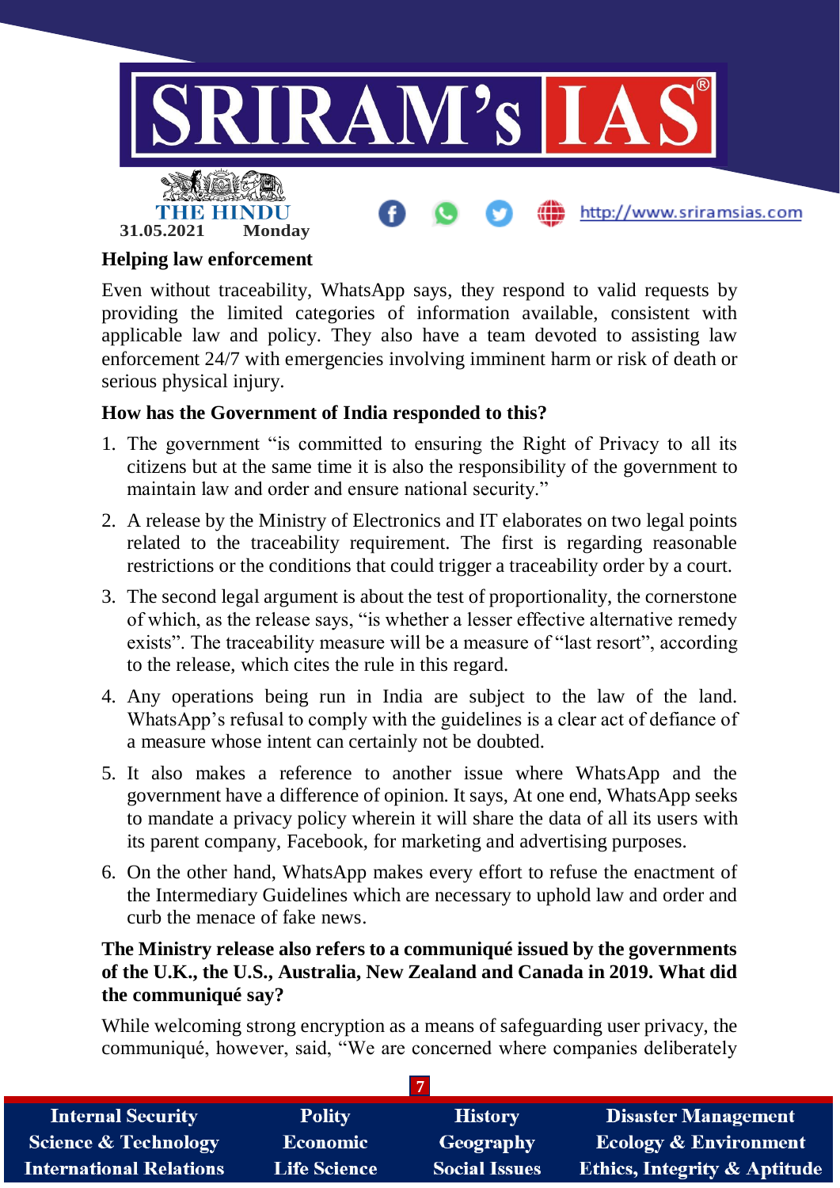**Helping law enforcement**

Even without traceability, WhatsApp says, they respond to valid requests by providing the limited categories of information available, consistent with applicable law and policy. They also have a team devoted to assisting law enforcement 24/7 with emergencies involving imminent harm or risk of death or serious physical injury.

**How has the Government of India responded to this?**

1. The government "is committed to ensuring the Right of Privacy to all its citizens but at the same time it is also the responsibility of the government to maintain law and order and ensure national security."
2. A release by the Ministry of Electronics and IT elaborates on two legal points related to the traceability requirement. The first is regarding reasonable restrictions or the conditions that could trigger a traceability order by a court.
3. The second legal argument is about the test of proportionality, the cornerstone of which, as the release says, "is whether a lesser effective alternative remedy exists". The traceability measure will be a measure of "last resort", according to the release, which cites the rule in this regard.
4. Any operations being run in India are subject to the law of the land. WhatsApp's refusal to comply with the guidelines is a clear act of defiance of a measure whose intent can certainly not be doubted.
5. It also makes a reference to another issue where WhatsApp and the government have a difference of opinion. It says, At one end, WhatsApp seeks to mandate a privacy policy wherein it will share the data of all its users with its parent company, Facebook, for marketing and advertising purposes.
6. On the other hand, WhatsApp makes every effort to refuse the enactment of the Intermediary Guidelines which are necessary to uphold law and order and curb the menace of fake news.

**The Ministry release also refers to a communiqué issued by the governments of the U.K., the U.S., Australia, New Zealand and Canada in 2019. What did the communiqué say?**

While welcoming strong encryption as a means of safeguarding user privacy, the communiqué, however, said, "We are concerned where companies deliberately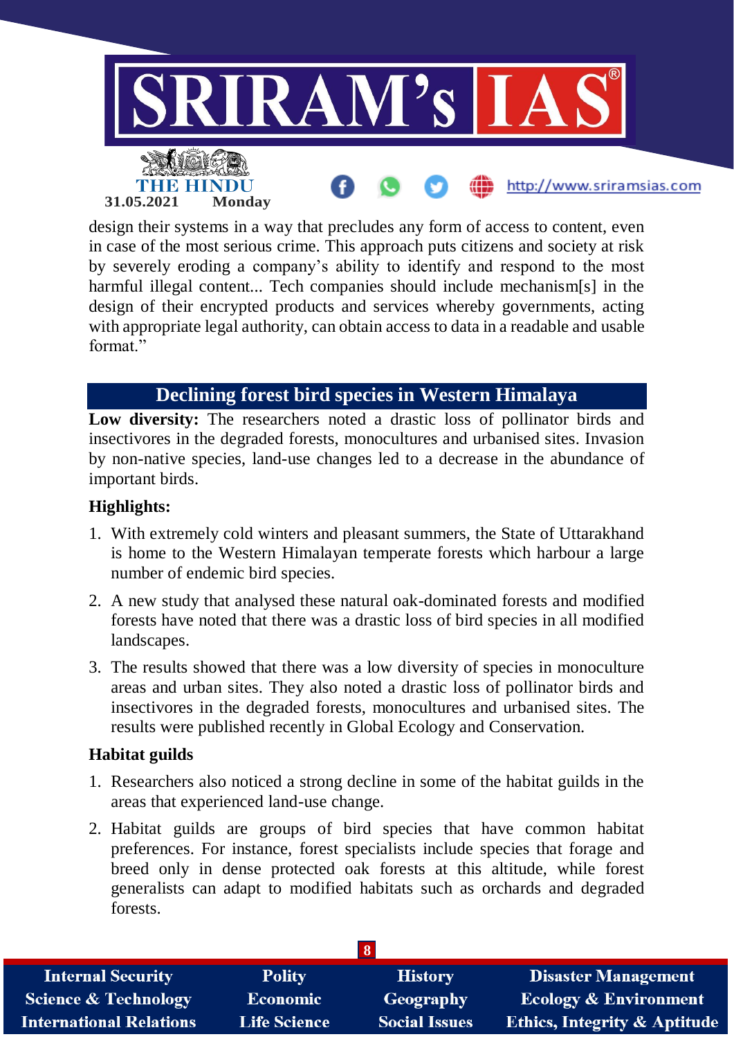design their systems in a way that precludes any form of access to content, even in case of the most serious crime. This approach puts citizens and society at risk by severely eroding a company's ability to identify and respond to the most harmful illegal content... Tech companies should include mechanism[s] in the design of their encrypted products and services whereby governments, acting with appropriate legal authority, can obtain access to data in a readable and usable format."

## Declining forest bird species in Western Himalaya

**Low diversity:** The researchers noted a drastic loss of pollinator birds and insectivores in the degraded forests, monocultures and urbanised sites. Invasion by non-native species, land-use changes led to a decrease in the abundance of important birds.

### Highlights:

1. With extremely cold winters and pleasant summers, the State of Uttarakhand is home to the Western Himalayan temperate forests which harbour a large number of endemic bird species.
2. A new study that analysed these natural oak-dominated forests and modified forests have noted that there was a drastic loss of bird species in all modified landscapes.
3. The results showed that there was a low diversity of species in monoculture areas and urban sites. They also noted a drastic loss of pollinator birds and insectivores in the degraded forests, monocultures and urbanised sites. The results were published recently in Global Ecology and Conservation.

### Habitat guilds

1. Researchers also noticed a strong decline in some of the habitat guilds in the areas that experienced land-use change.
2. Habitat guilds are groups of bird species that have common habitat preferences. For instance, forest specialists include species that forage and breed only in dense protected oak forests at this altitude, while forest generalists can adapt to modified habitats such as orchards and degraded forests.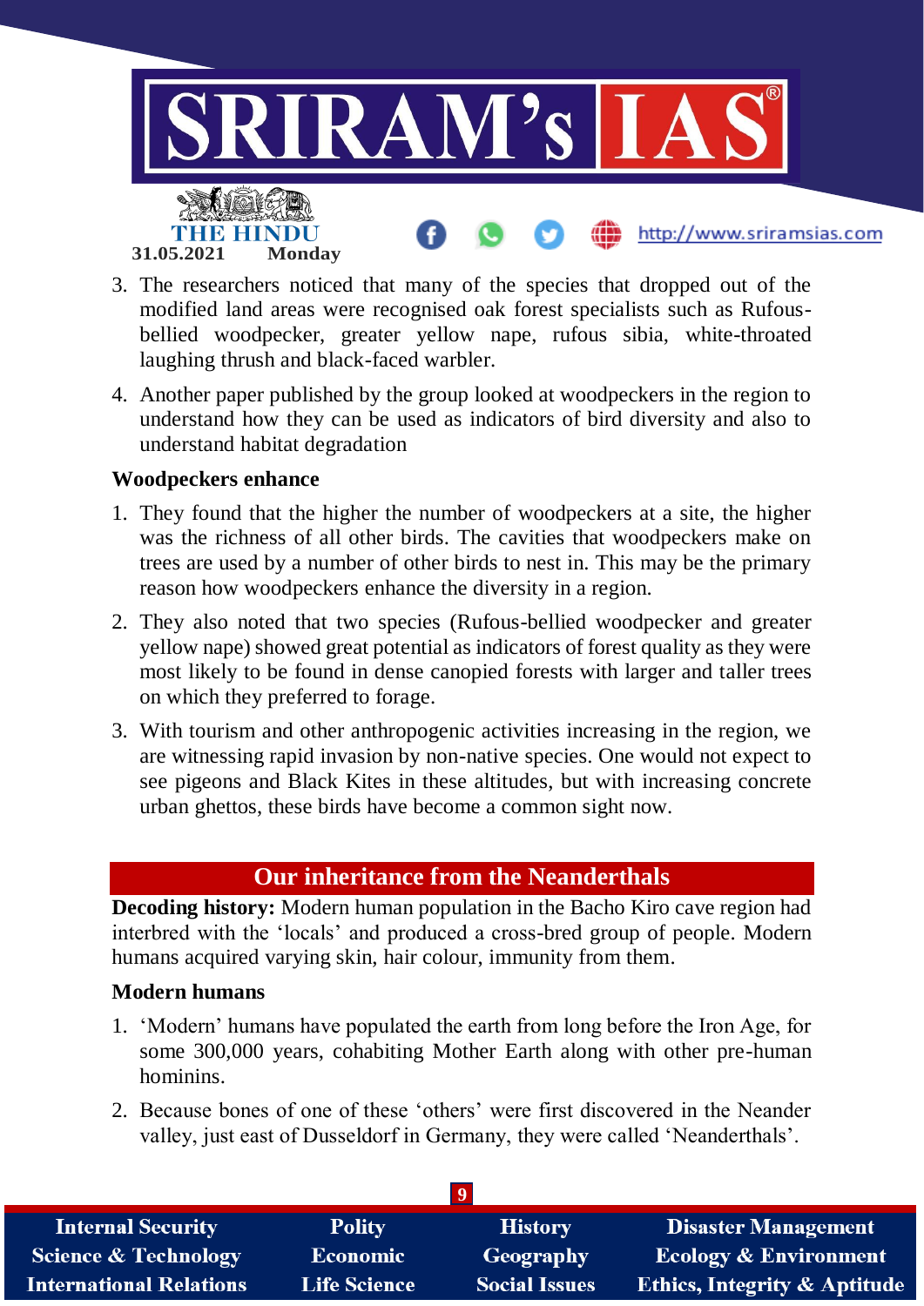3. The researchers noticed that many of the species that dropped out of the modified land areas were recognised oak forest specialists such as Rufous-bellied woodpecker, greater yellow nape, rufous sibia, white-throated laughing thrush and black-faced warbler.
4. Another paper published by the group looked at woodpeckers in the region to understand how they can be used as indicators of bird diversity and also to understand habitat degradation

**Woodpeckers enhance**

1. They found that the higher the number of woodpeckers at a site, the higher was the richness of all other birds. The cavities that woodpeckers make on trees are used by a number of other birds to nest in. This may be the primary reason how woodpeckers enhance the diversity in a region.
2. They also noted that two species (Rufous-bellied woodpecker and greater yellow nape) showed great potential as indicators of forest quality as they were most likely to be found in dense canopied forests with larger and taller trees on which they preferred to forage.
3. With tourism and other anthropogenic activities increasing in the region, we are witnessing rapid invasion by non-native species. One would not expect to see pigeons and Black Kites in these altitudes, but with increasing concrete urban ghettos, these birds have become a common sight now.

## Our inheritance from the Neanderthals

**Decoding history:** Modern human population in the Bacho Kiro cave region had interbred with the 'locals' and produced a cross-bred group of people. Modern humans acquired varying skin, hair colour, immunity from them.

**Modern humans**

1. 'Modern' humans have populated the earth from long before the Iron Age, for some 300,000 years, cohabiting Mother Earth along with other pre-human hominins.
2. Because bones of one of these 'others' were first discovered in the Neander valley, just east of Dusseldorf in Germany, they were called 'Neanderthals'.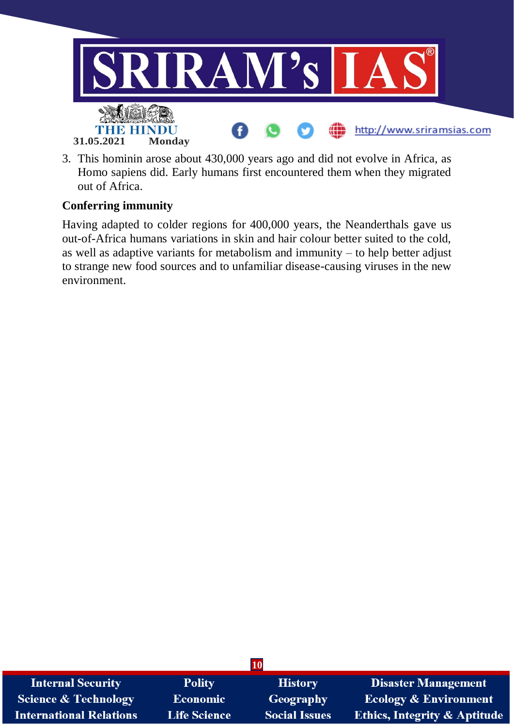3. This hominin arose about 430,000 years ago and did not evolve in Africa, as Homo sapiens did. Early humans first encountered them when they migrated out of Africa.

**Conferring immunity**

Having adapted to colder regions for 400,000 years, the Neanderthals gave us out-of-Africa humans variations in skin and hair colour better suited to the cold, as well as adaptive variants for metabolism and immunity – to help better adjust to strange new food sources and to unfamiliar disease-causing viruses in the new environment.